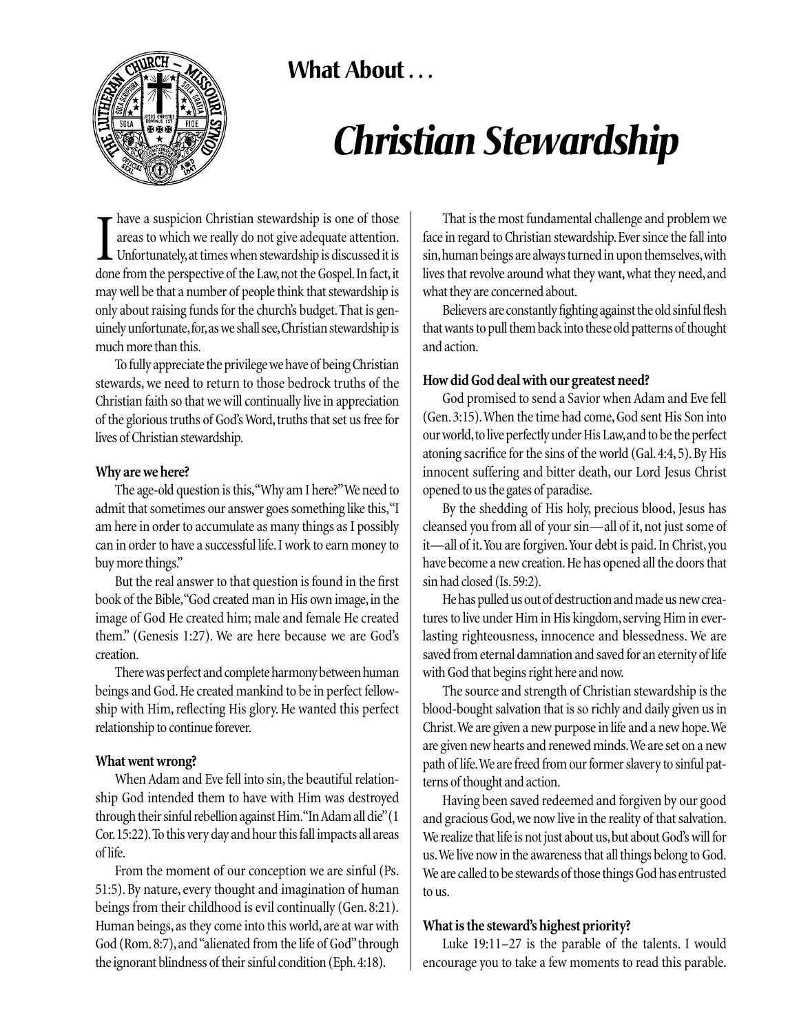**What About . . .**

# *Christian Stewardship*

I have a suspicion Christian stewardship is one of those areas to which we really do not give adequate attention. Unfortunately, at times when stewardship is discussed it is done from the perspective of the Law, not the Gospel. In fact, it may well be that a number of people think that stewardship is only about raising funds for the church's budget. That is genuinely unfortunate, for, as we shall see, Christian stewardship is much more than this.

To fully appreciate the privilege we have of being Christian stewards, we need to return to those bedrock truths of the Christian faith so that we will continually live in appreciation of the glorious truths of God's Word, truths that set us free for lives of Christian stewardship.

**Why are we here?**

The age-old question is this, "Why am I here?" We need to admit that sometimes our answer goes something like this, "I am here in order to accumulate as many things as I possibly can in order to have a successful life. I work to earn money to buy more things."

But the real answer to that question is found in the first book of the Bible, "God created man in His own image, in the image of God He created him; male and female He created them." (Genesis 1:27). We are here because we are God's creation.

There was perfect and complete harmony between human beings and God. He created mankind to be in perfect fellowship with Him, reflecting His glory. He wanted this perfect relationship to continue forever.

**What went wrong?**

When Adam and Eve fell into sin, the beautiful relationship God intended them to have with Him was destroyed through their sinful rebellion against Him. "In Adam all die" (1 Cor. 15:22). To this very day and hour this fall impacts all areas of life.

From the moment of our conception we are sinful (Ps. 51:5). By nature, every thought and imagination of human beings from their childhood is evil continually (Gen. 8:21). Human beings, as they come into this world, are at war with God (Rom. 8:7), and "alienated from the life of God" through the ignorant blindness of their sinful condition (Eph. 4:18).

That is the most fundamental challenge and problem we face in regard to Christian stewardship. Ever since the fall into sin, human beings are always turned in upon themselves, with lives that revolve around what they want, what they need, and what they are concerned about.

Believers are constantly fighting against the old sinful flesh that wants to pull them back into these old patterns of thought and action.

**How did God deal with our greatest need?**

God promised to send a Savior when Adam and Eve fell (Gen. 3:15). When the time had come, God sent His Son into our world, to live perfectly under His Law, and to be the perfect atoning sacrifice for the sins of the world (Gal. 4:4, 5). By His innocent suffering and bitter death, our Lord Jesus Christ opened to us the gates of paradise.

By the shedding of His holy, precious blood, Jesus has cleansed you from all of your sin—all of it, not just some of it—all of it. You are forgiven. Your debt is paid. In Christ, you have become a new creation. He has opened all the doors that sin had closed (Is. 59:2).

He has pulled us out of destruction and made us new creatures to live under Him in His kingdom, serving Him in everlasting righteousness, innocence and blessedness. We are saved from eternal damnation and saved for an eternity of life with God that begins right here and now.

The source and strength of Christian stewardship is the blood-bought salvation that is so richly and daily given us in Christ. We are given a new purpose in life and a new hope. We are given new hearts and renewed minds. We are set on a new path of life. We are freed from our former slavery to sinful patterns of thought and action.

Having been saved redeemed and forgiven by our good and gracious God, we now live in the reality of that salvation. We realize that life is not just about us, but about God's will for us. We live now in the awareness that all things belong to God. We are called to be stewards of those things God has entrusted to us.

**What is the steward's highest priority?**

Luke 19:11–27 is the parable of the talents. I would encourage you to take a few moments to read this parable.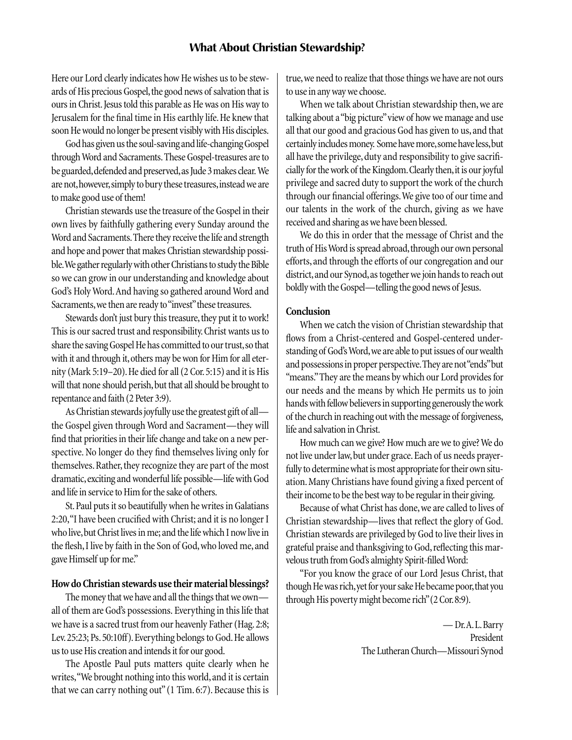Here our Lord clearly indicates how He wishes us to be stewards of His precious Gospel, the good news of salvation that is ours in Christ. Jesus told this parable as He was on His way to Jerusalem for the final time in His earthly life. He knew that soon He would no longer be present visibly with His disciples.

God has given us the soul-saving and life-changing Gospel through Word and Sacraments. These Gospel-treasures are to be guarded, defended and preserved, as Jude 3 makes clear. We are not, however, simply to bury these treasures, instead we are to make good use of them!

Christian stewards use the treasure of the Gospel in their own lives by faithfully gathering every Sunday around the Word and Sacraments. There they receive the life and strength and hope and power that makes Christian stewardship possible. We gather regularly with other Christians to study the Bible so we can grow in our understanding and knowledge about God's Holy Word. And having so gathered around Word and Sacraments, we then are ready to "invest" these treasures.

Stewards don't just bury this treasure, they put it to work! This is our sacred trust and responsibility. Christ wants us to share the saving Gospel He has committed to our trust, so that with it and through it, others may be won for Him for all eternity (Mark 5:19–20). He died for all (2 Cor. 5:15) and it is His will that none should perish, but that all should be brought to repentance and faith (2 Peter 3:9).

As Christian stewards joyfully use the greatest gift of all—the Gospel given through Word and Sacrament—they will find that priorities in their life change and take on a new perspective. No longer do they find themselves living only for themselves. Rather, they recognize they are part of the most dramatic, exciting and wonderful life possible—life with God and life in service to Him for the sake of others.

St. Paul puts it so beautifully when he writes in Galatians 2:20, "I have been crucified with Christ; and it is no longer I who live, but Christ lives in me; and the life which I now live in the flesh, I live by faith in the Son of God, who loved me, and gave Himself up for me."

**How do Christian stewards use their material blessings?**

The money that we have and all the things that we own—all of them are God's possessions. Everything in this life that we have is a sacred trust from our heavenly Father (Hag. 2:8; Lev. 25:23; Ps. 50:10ff). Everything belongs to God. He allows us to use His creation and intends it for our good.

The Apostle Paul puts matters quite clearly when he writes, "We brought nothing into this world, and it is certain that we can carry nothing out" (1 Tim. 6:7). Because this is true, we need to realize that those things we have are not ours to use in any way we choose.

When we talk about Christian stewardship then, we are talking about a "big picture" view of how we manage and use all that our good and gracious God has given to us, and that certainly includes money. Some have more, some have less, but all have the privilege, duty and responsibility to give sacrificially for the work of the Kingdom. Clearly then, it is our joyful privilege and sacred duty to support the work of the church through our financial offerings. We give too of our time and our talents in the work of the church, giving as we have received and sharing as we have been blessed.

We do this in order that the message of Christ and the truth of His Word is spread abroad, through our own personal efforts, and through the efforts of our congregation and our district, and our Synod, as together we join hands to reach out boldly with the Gospel—telling the good news of Jesus.

**Conclusion**

When we catch the vision of Christian stewardship that flows from a Christ-centered and Gospel-centered understanding of God's Word, we are able to put issues of our wealth and possessions in proper perspective. They are not "ends" but "means." They are the means by which our Lord provides for our needs and the means by which He permits us to join hands with fellow believers in supporting generously the work of the church in reaching out with the message of forgiveness, life and salvation in Christ.

How much can we give? How much are we to give? We do not live under law, but under grace. Each of us needs prayerfully to determine what is most appropriate for their own situation. Many Christians have found giving a fixed percent of their income to be the best way to be regular in their giving.

Because of what Christ has done, we are called to lives of Christian stewardship—lives that reflect the glory of God. Christian stewards are privileged by God to live their lives in grateful praise and thanksgiving to God, reflecting this marvelous truth from God's almighty Spirit-filled Word:

"For you know the grace of our Lord Jesus Christ, that though He was rich, yet for your sake He became poor, that you through His poverty might become rich" (2 Cor. 8:9).

— Dr. A. L. Barry
President
The Lutheran Church—Missouri Synod